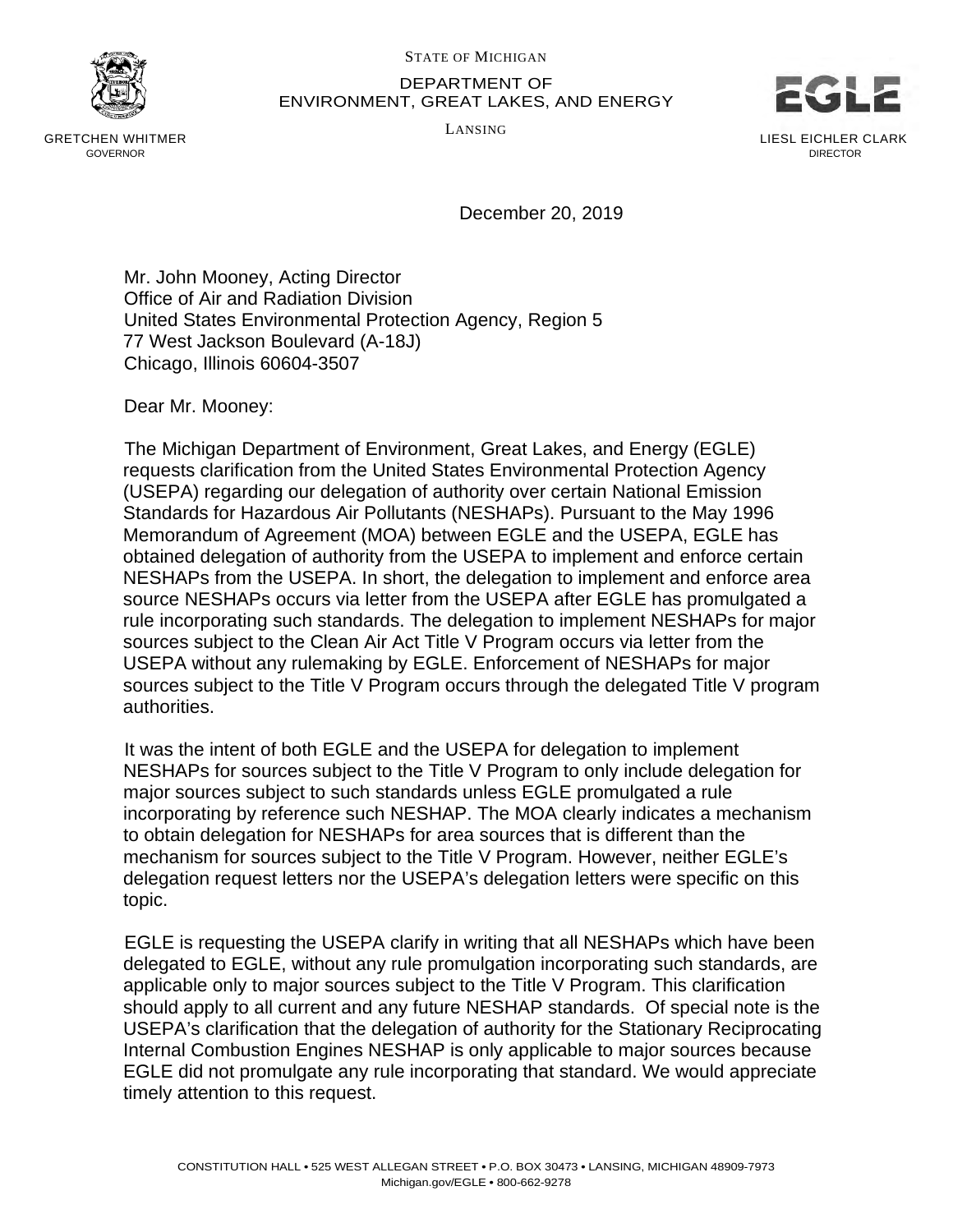STATE OF MICHIGAN

DEPARTMENT OF
ENVIRONMENT, GREAT LAKES, AND ENERGY

LANSING

GRETCHEN WHITMER
GOVERNOR

LIESL EICHLER CLARK
DIRECTOR

December 20, 2019

Mr. John Mooney, Acting Director
Office of Air and Radiation Division
United States Environmental Protection Agency, Region 5
77 West Jackson Boulevard (A-18J)
Chicago, Illinois 60604-3507

Dear Mr. Mooney:

The Michigan Department of Environment, Great Lakes, and Energy (EGLE) requests clarification from the United States Environmental Protection Agency (USEPA) regarding our delegation of authority over certain National Emission Standards for Hazardous Air Pollutants (NESHAPs). Pursuant to the May 1996 Memorandum of Agreement (MOA) between EGLE and the USEPA, EGLE has obtained delegation of authority from the USEPA to implement and enforce certain NESHAPs from the USEPA. In short, the delegation to implement and enforce area source NESHAPs occurs via letter from the USEPA after EGLE has promulgated a rule incorporating such standards. The delegation to implement NESHAPs for major sources subject to the Clean Air Act Title V Program occurs via letter from the USEPA without any rulemaking by EGLE. Enforcement of NESHAPs for major sources subject to the Title V Program occurs through the delegated Title V program authorities.

It was the intent of both EGLE and the USEPA for delegation to implement NESHAPs for sources subject to the Title V Program to only include delegation for major sources subject to such standards unless EGLE promulgated a rule incorporating by reference such NESHAP. The MOA clearly indicates a mechanism to obtain delegation for NESHAPs for area sources that is different than the mechanism for sources subject to the Title V Program. However, neither EGLE's delegation request letters nor the USEPA's delegation letters were specific on this topic.

EGLE is requesting the USEPA clarify in writing that all NESHAPs which have been delegated to EGLE, without any rule promulgation incorporating such standards, are applicable only to major sources subject to the Title V Program. This clarification should apply to all current and any future NESHAP standards. Of special note is the USEPA's clarification that the delegation of authority for the Stationary Reciprocating Internal Combustion Engines NESHAP is only applicable to major sources because EGLE did not promulgate any rule incorporating that standard. We would appreciate timely attention to this request.

CONSTITUTION HALL • 525 WEST ALLEGAN STREET • P.O. BOX 30473 • LANSING, MICHIGAN 48909-7973
Michigan.gov/EGLE • 800-662-9278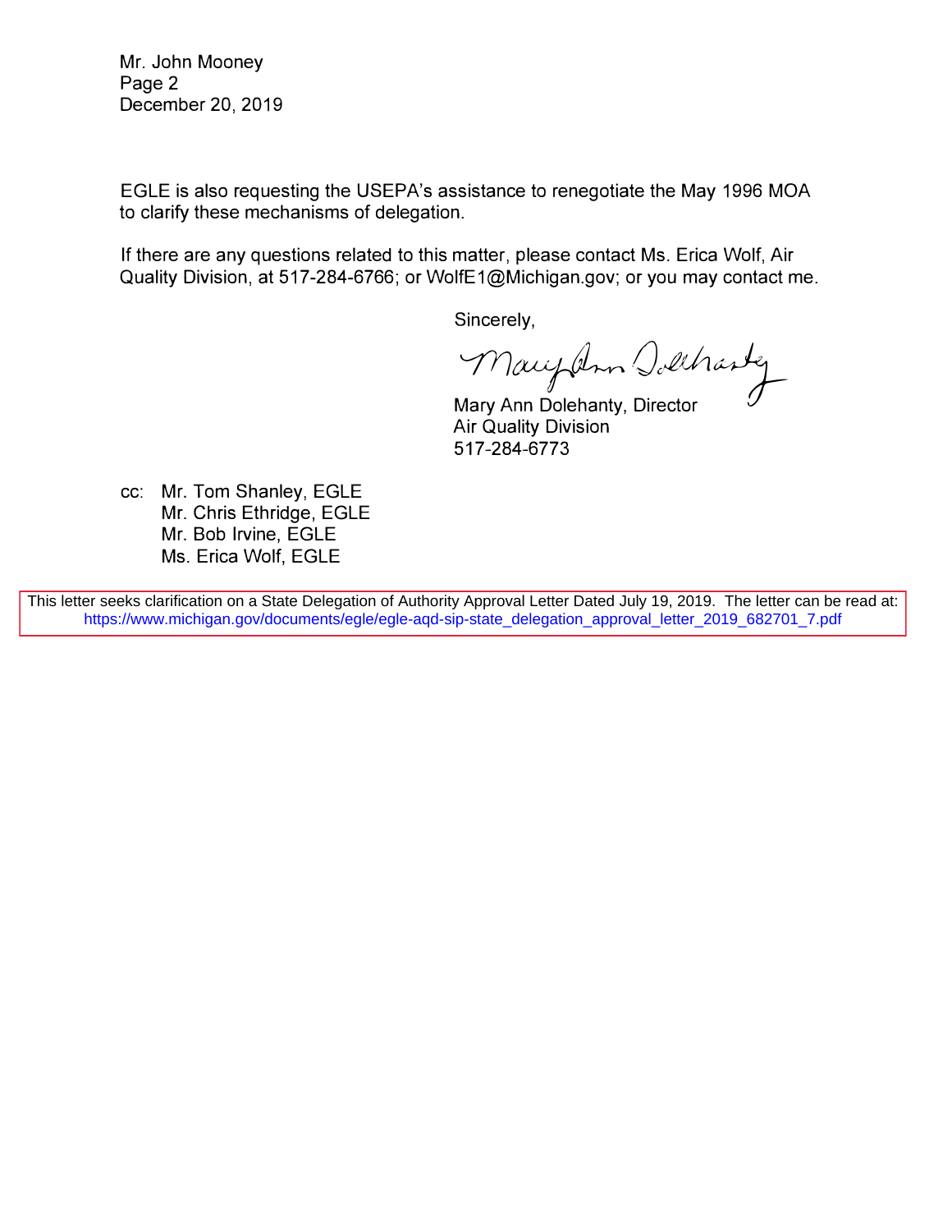EGLE is also requesting the USEPA's assistance to renegotiate the May 1996 MOA to clarify these mechanisms of delegation.

If there are any questions related to this matter, please contact Ms. Erica Wolf, Air Quality Division, at 517-284-6766; or WolfE1@Michigan.gov; or you may contact me.

Sincerely,

Mary Ann Dolehanty

Mary Ann Dolehanty, Director
Air Quality Division
517-284-6773

cc: Mr. Tom Shanley, EGLE
Mr. Chris Ethridge, EGLE
Mr. Bob Irvine, EGLE
Ms. Erica Wolf, EGLE

This letter seeks clarification on a State Delegation of Authority Approval Letter Dated July 19, 2019. The letter can be read at: https://www.michigan.gov/documents/egle/egle-aqd-sip-state_delegation_approval_letter_2019_682701_7.pdf